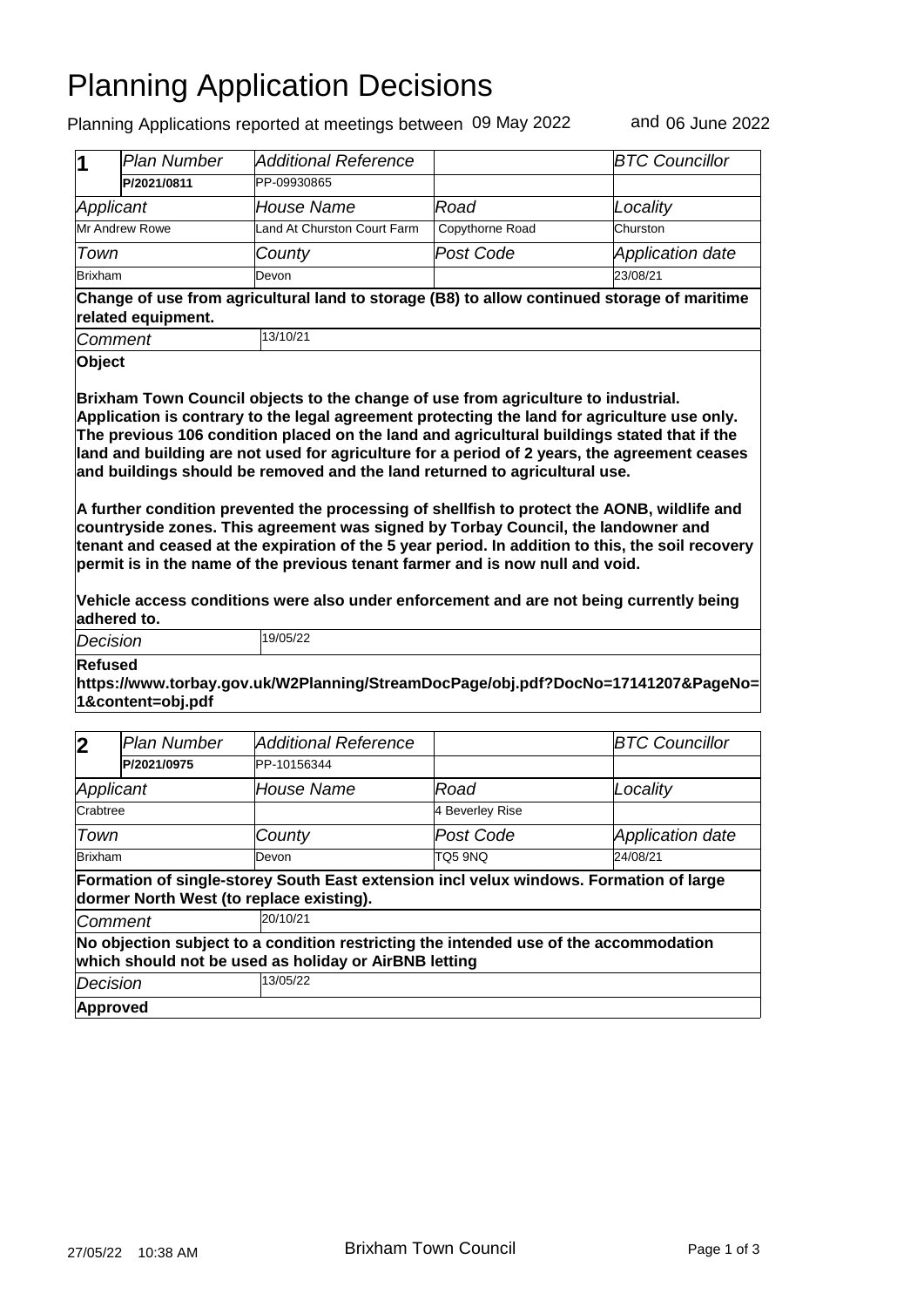# Planning Application Decisions

Planning Applications reported at meetings between 09 May 2022 and 06 June 2022

| 1 | Plan Number | Additional Reference | | BTC Councillor |
|---|---|---|---|---|
| | **P/2021/0811** | PP-09930865 | | |
| Applicant | | House Name | Road | Locality |
| Mr Andrew Rowe | | Land At Churston Court Farm | Copythorne Road | Churston |
| Town | | County | Post Code | Application date |
| Brixham | | Devon | | 23/08/21 |

**Change of use from agricultural land to storage (B8) to allow continued storage of maritime related equipment.**

*Comment* 13/10/21

**Object**

**Brixham Town Council objects to the change of use from agriculture to industrial. Application is contrary to the legal agreement protecting the land for agriculture use only. The previous 106 condition placed on the land and agricultural buildings stated that if the land and building are not used for agriculture for a period of 2 years, the agreement ceases and buildings should be removed and the land returned to agricultural use.**

**A further condition prevented the processing of shellfish to protect the AONB, wildlife and countryside zones. This agreement was signed by Torbay Council, the landowner and tenant and ceased at the expiration of the 5 year period. In addition to this, the soil recovery permit is in the name of the previous tenant farmer and is now null and void.**

**Vehicle access conditions were also under enforcement and are not being currently being adhered to.**

*Decision* 19/05/22

**Refused**
**https://www.torbay.gov.uk/W2Planning/StreamDocPage/obj.pdf?DocNo=17141207&PageNo=1&content=obj.pdf**

| 2 | Plan Number | Additional Reference | | BTC Councillor |
|---|---|---|---|---|
| | **P/2021/0975** | PP-10156344 | | |
| Applicant | | House Name | Road | Locality |
| Crabtree | | | 4 Beverley Rise | |
| Town | | County | Post Code | Application date |
| Brixham | | Devon | TQ5 9NQ | 24/08/21 |

**Formation of single-storey South East extension incl velux windows. Formation of large dormer North West (to replace existing).**

*Comment* 20/10/21

**No objection subject to a condition restricting the intended use of the accommodation which should not be used as holiday or AirBNB letting**

*Decision* 13/05/22

**Approved**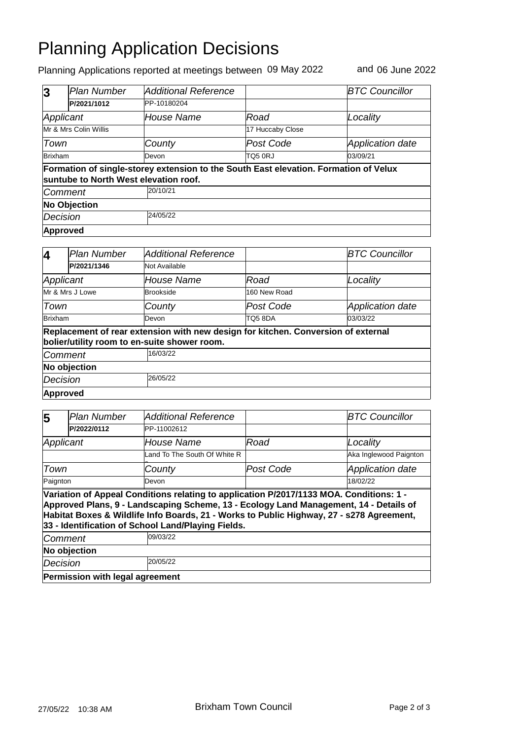# Planning Application Decisions

Planning Applications reported at meetings between 09 May 2022 and 06 June 2022

| 3 | *Plan Number* | *Additional Reference* | | *BTC Councillor* |
|---|---|---|---|---|
| | **P/2021/1012** | PP-10180204 | | |
| *Applicant* | | *House Name* | *Road* | *Locality* |
| Mr & Mrs Colin Willis | | | 17 Huccaby Close | |
| *Town* | | *County* | *Post Code* | *Application date* |
| Brixham | | Devon | TQ5 0RJ | 03/09/21 |

**Formation of single-storey extension to the South East elevation. Formation of Velux suntube to North West elevation roof.**

| | |
|---|---|
| *Comment* | 20/10/21 |
| **No Objection** | |
| *Decision* | 24/05/22 |
| **Approved** | |

| 4 | *Plan Number* | *Additional Reference* | | *BTC Councillor* |
|---|---|---|---|---|
| | **P/2021/1346** | Not Available | | |
| *Applicant* | | *House Name* | *Road* | *Locality* |
| Mr & Mrs J Lowe | | Brookside | 160 New Road | |
| *Town* | | *County* | *Post Code* | *Application date* |
| Brixham | | Devon | TQ5 8DA | 03/03/22 |

**Replacement of rear extension with new design for kitchen. Conversion of external bolier/utility room to en-suite shower room.**

| | |
|---|---|
| *Comment* | 16/03/22 |
| **No objection** | |
| *Decision* | 26/05/22 |
| **Approved** | |

| 5 | *Plan Number* | *Additional Reference* | | *BTC Councillor* |
|---|---|---|---|---|
| | **P/2022/0112** | PP-11002612 | | |
| *Applicant* | | *House Name* | *Road* | *Locality* |
| | | Land To The South Of White R | | Aka Inglewood Paignton |
| *Town* | | *County* | *Post Code* | *Application date* |
| Paignton | | Devon | | 18/02/22 |

**Variation of Appeal Conditions relating to application P/2017/1133 MOA. Conditions: 1 - Approved Plans, 9 - Landscaping Scheme, 13 - Ecology Land Management, 14 - Details of Habitat Boxes & Wildlife Info Boards, 21 - Works to Public Highway, 27 - s278 Agreement, 33 - Identification of School Land/Playing Fields.**

| | |
|---|---|
| *Comment* | 09/03/22 |
| **No objection** | |
| *Decision* | 20/05/22 |
| **Permission with legal agreement** | |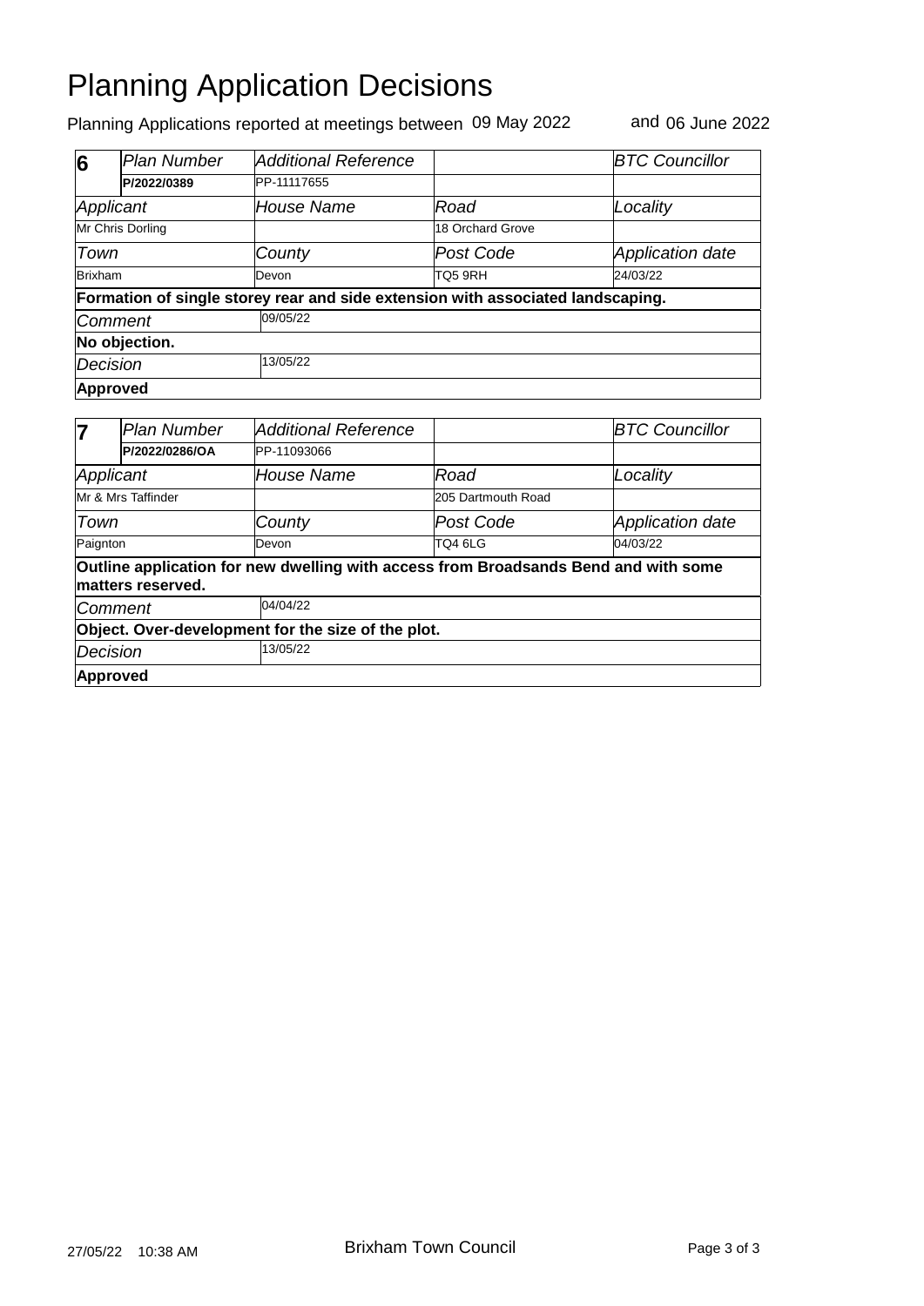# Planning Application Decisions

Planning Applications reported at meetings between 09 May 2022 and 06 June 2022

| **6** | *Plan Number* | *Additional Reference* | | *BTC Councillor* |
|---|---|---|---|---|
| | **P/2022/0389** | PP-11117655 | | |
| *Applicant* | | *House Name* | *Road* | *Locality* |
| Mr Chris Dorling | | | 18 Orchard Grove | |
| *Town* | | *County* | *Post Code* | *Application date* |
| Brixham | | Devon | TQ5 9RH | 24/03/22 |
| **Formation of single storey rear and side extension with associated landscaping.** | | | | |
| *Comment* | | 09/05/22 | | |
| **No objection.** | | | | |
| *Decision* | | 13/05/22 | | |
| **Approved** | | | | |

| **7** | *Plan Number* | *Additional Reference* | | *BTC Councillor* |
|---|---|---|---|---|
| | **P/2022/0286/OA** | PP-11093066 | | |
| *Applicant* | | *House Name* | *Road* | *Locality* |
| Mr & Mrs Taffinder | | | 205 Dartmouth Road | |
| *Town* | | *County* | *Post Code* | *Application date* |
| Paignton | | Devon | TQ4 6LG | 04/03/22 |
| **Outline application for new dwelling with access from Broadsands Bend and with some matters reserved.** | | | | |
| *Comment* | | 04/04/22 | | |
| **Object. Over-development for the size of the plot.** | | | | |
| *Decision* | | 13/05/22 | | |
| **Approved** | | | | |

27/05/22 10:38 AM

Brixham Town Council